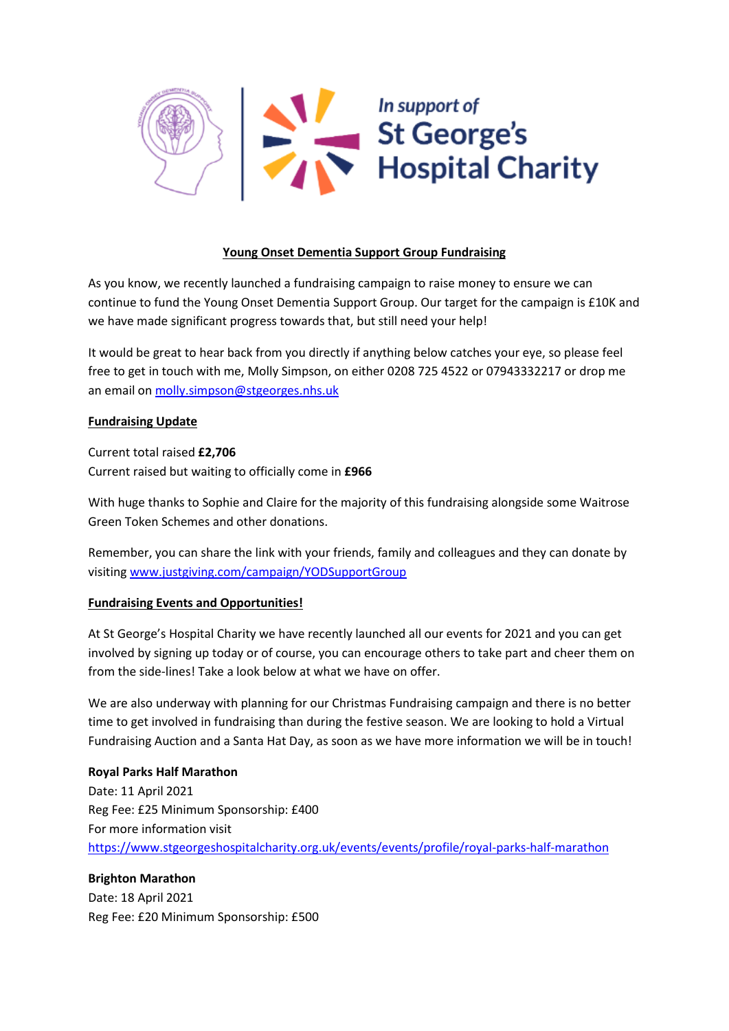In support of
St George's
Hospital Charity

## Young Onset Dementia Support Group Fundraising

As you know, we recently launched a fundraising campaign to raise money to ensure we can continue to fund the Young Onset Dementia Support Group. Our target for the campaign is £10K and we have made significant progress towards that, but still need your help!

It would be great to hear back from you directly if anything below catches your eye, so please feel free to get in touch with me, Molly Simpson, on either 0208 725 4522 or 07943332217 or drop me an email on molly.simpson@stgeorges.nhs.uk

### Fundraising Update

Current total raised **£2,706**
Current raised but waiting to officially come in **£966**

With huge thanks to Sophie and Claire for the majority of this fundraising alongside some Waitrose Green Token Schemes and other donations.

Remember, you can share the link with your friends, family and colleagues and they can donate by visiting www.justgiving.com/campaign/YODSupportGroup

### Fundraising Events and Opportunities!

At St George's Hospital Charity we have recently launched all our events for 2021 and you can get involved by signing up today or of course, you can encourage others to take part and cheer them on from the side-lines! Take a look below at what we have on offer.

We are also underway with planning for our Christmas Fundraising campaign and there is no better time to get involved in fundraising than during the festive season. We are looking to hold a Virtual Fundraising Auction and a Santa Hat Day, as soon as we have more information we will be in touch!

**Royal Parks Half Marathon**
Date: 11 April 2021
Reg Fee: £25 Minimum Sponsorship: £400
For more information visit
https://www.stgeorgeshospitalcharity.org.uk/events/events/profile/royal-parks-half-marathon

**Brighton Marathon**
Date: 18 April 2021
Reg Fee: £20 Minimum Sponsorship: £500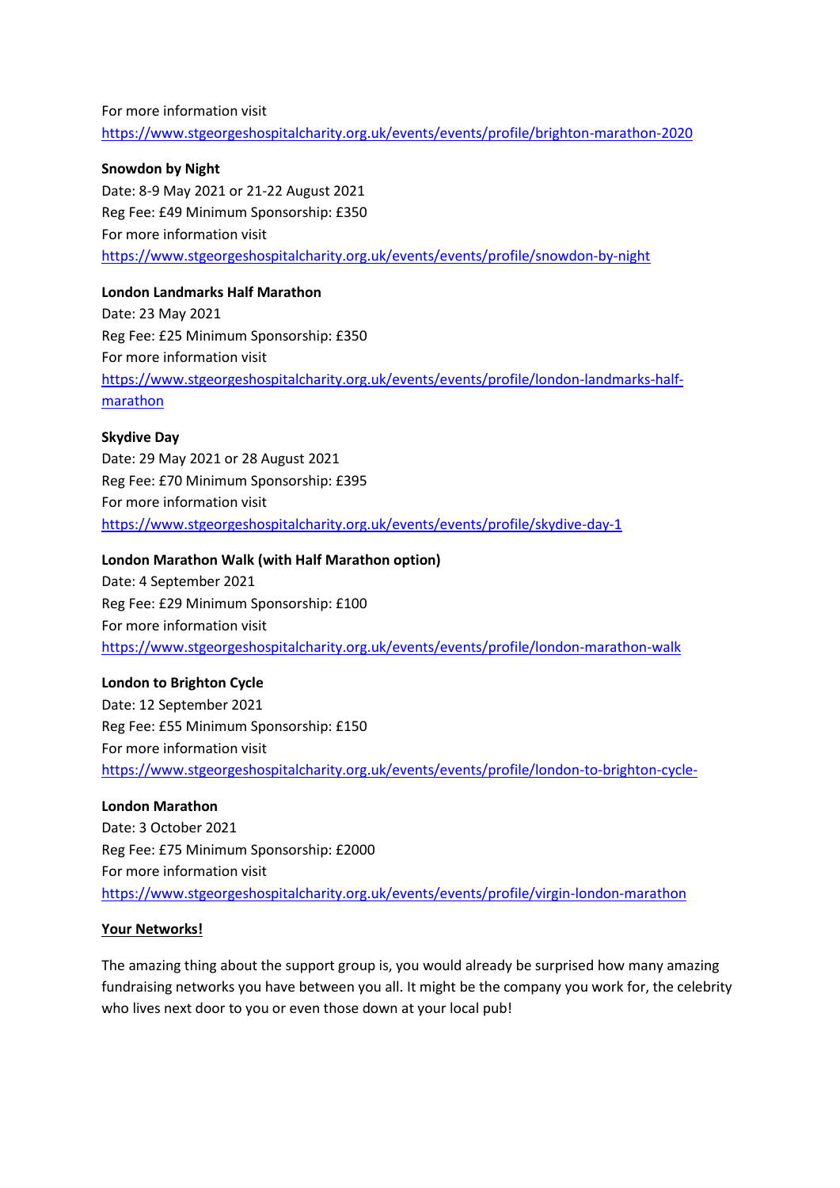For more information visit
https://www.stgeorgeshospitalcharity.org.uk/events/events/profile/brighton-marathon-2020

**Snowdon by Night**
Date: 8-9 May 2021 or 21-22 August 2021
Reg Fee: £49 Minimum Sponsorship: £350
For more information visit
https://www.stgeorgeshospitalcharity.org.uk/events/events/profile/snowdon-by-night

**London Landmarks Half Marathon**
Date: 23 May 2021
Reg Fee: £25 Minimum Sponsorship: £350
For more information visit
https://www.stgeorgeshospitalcharity.org.uk/events/events/profile/london-landmarks-half-marathon

**Skydive Day**
Date: 29 May 2021 or 28 August 2021
Reg Fee: £70 Minimum Sponsorship: £395
For more information visit
https://www.stgeorgeshospitalcharity.org.uk/events/events/profile/skydive-day-1

**London Marathon Walk (with Half Marathon option)**
Date: 4 September 2021
Reg Fee: £29 Minimum Sponsorship: £100
For more information visit
https://www.stgeorgeshospitalcharity.org.uk/events/events/profile/london-marathon-walk

**London to Brighton Cycle**
Date: 12 September 2021
Reg Fee: £55 Minimum Sponsorship: £150
For more information visit
https://www.stgeorgeshospitalcharity.org.uk/events/events/profile/london-to-brighton-cycle-

**London Marathon**
Date: 3 October 2021
Reg Fee: £75 Minimum Sponsorship: £2000
For more information visit
https://www.stgeorgeshospitalcharity.org.uk/events/events/profile/virgin-london-marathon

**Your Networks!**

The amazing thing about the support group is, you would already be surprised how many amazing fundraising networks you have between you all. It might be the company you work for, the celebrity who lives next door to you or even those down at your local pub!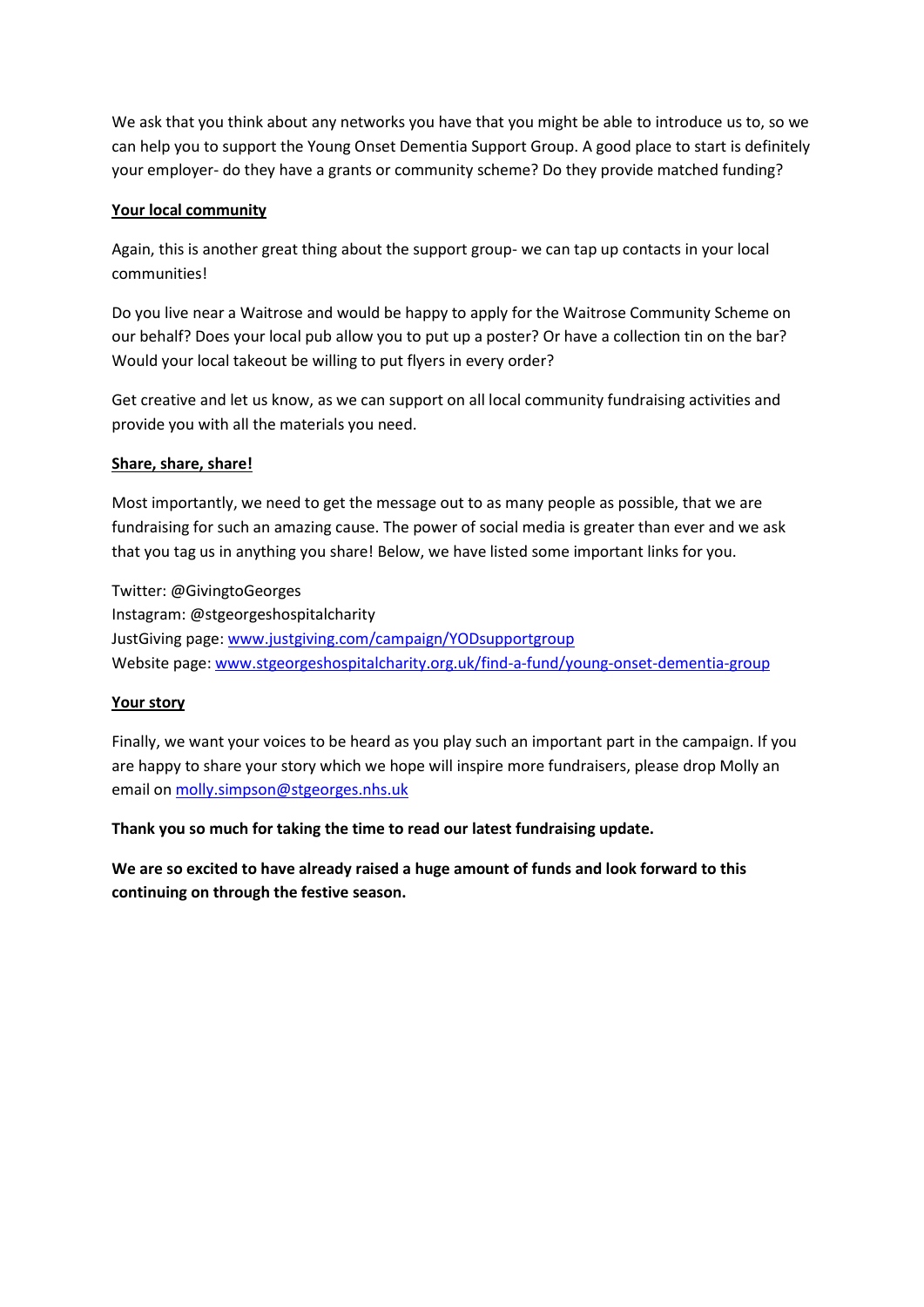We ask that you think about any networks you have that you might be able to introduce us to, so we can help you to support the Young Onset Dementia Support Group. A good place to start is definitely your employer- do they have a grants or community scheme? Do they provide matched funding?

**<u>Your local community</u>**

Again, this is another great thing about the support group- we can tap up contacts in your local communities!

Do you live near a Waitrose and would be happy to apply for the Waitrose Community Scheme on our behalf? Does your local pub allow you to put up a poster? Or have a collection tin on the bar? Would your local takeout be willing to put flyers in every order?

Get creative and let us know, as we can support on all local community fundraising activities and provide you with all the materials you need.

**<u>Share, share, share!</u>**

Most importantly, we need to get the message out to as many people as possible, that we are fundraising for such an amazing cause. The power of social media is greater than ever and we ask that you tag us in anything you share! Below, we have listed some important links for you.

Twitter: @GivingtoGeorges
Instagram: @stgeorgeshospitalcharity
JustGiving page: [www.justgiving.com/campaign/YODsupportgroup](www.justgiving.com/campaign/YODsupportgroup)
Website page: [www.stgeorgeshospitalcharity.org.uk/find-a-fund/young-onset-dementia-group](www.stgeorgeshospitalcharity.org.uk/find-a-fund/young-onset-dementia-group)

**<u>Your story</u>**

Finally, we want your voices to be heard as you play such an important part in the campaign. If you are happy to share your story which we hope will inspire more fundraisers, please drop Molly an email on [molly.simpson@stgeorges.nhs.uk](mailto:molly.simpson@stgeorges.nhs.uk)

**Thank you so much for taking the time to read our latest fundraising update.**

**We are so excited to have already raised a huge amount of funds and look forward to this continuing on through the festive season.**